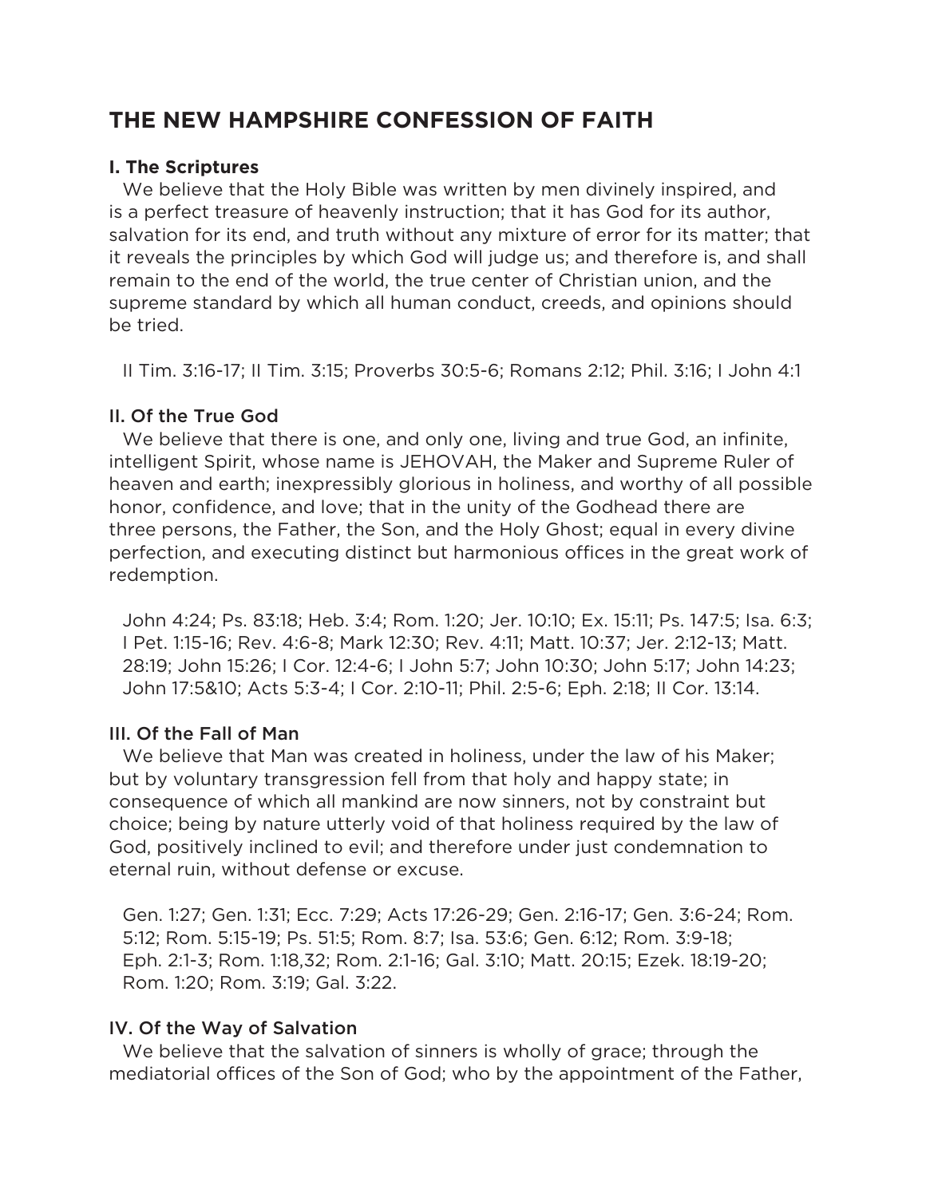# THE NEW HAMPSHIRE CONFESSION OF FAITH

## I. The Scriptures

We believe that the Holy Bible was written by men divinely inspired, and is a perfect treasure of heavenly instruction; that it has God for its author, salvation for its end, and truth without any mixture of error for its matter; that it reveals the principles by which God will judge us; and therefore is, and shall remain to the end of the world, the true center of Christian union, and the supreme standard by which all human conduct, creeds, and opinions should be tried.

II Tim. 3:16-17; II Tim. 3:15; Proverbs 30:5-6; Romans 2:12; Phil. 3:16; I John 4:1

## II. Of the True God

We believe that there is one, and only one, living and true God, an infinite, intelligent Spirit, whose name is JEHOVAH, the Maker and Supreme Ruler of heaven and earth; inexpressibly glorious in holiness, and worthy of all possible honor, confidence, and love; that in the unity of the Godhead there are three persons, the Father, the Son, and the Holy Ghost; equal in every divine perfection, and executing distinct but harmonious offices in the great work of redemption.

John 4:24; Ps. 83:18; Heb. 3:4; Rom. 1:20; Jer. 10:10; Ex. 15:11; Ps. 147:5; Isa. 6:3; I Pet. 1:15-16; Rev. 4:6-8; Mark 12:30; Rev. 4:11; Matt. 10:37; Jer. 2:12-13; Matt. 28:19; John 15:26; I Cor. 12:4-6; I John 5:7; John 10:30; John 5:17; John 14:23; John 17:5&10; Acts 5:3-4; I Cor. 2:10-11; Phil. 2:5-6; Eph. 2:18; II Cor. 13:14.

## III. Of the Fall of Man

We believe that Man was created in holiness, under the law of his Maker; but by voluntary transgression fell from that holy and happy state; in consequence of which all mankind are now sinners, not by constraint but choice; being by nature utterly void of that holiness required by the law of God, positively inclined to evil; and therefore under just condemnation to eternal ruin, without defense or excuse.

Gen. 1:27; Gen. 1:31; Ecc. 7:29; Acts 17:26-29; Gen. 2:16-17; Gen. 3:6-24; Rom. 5:12; Rom. 5:15-19; Ps. 51:5; Rom. 8:7; Isa. 53:6; Gen. 6:12; Rom. 3:9-18; Eph. 2:1-3; Rom. 1:18,32; Rom. 2:1-16; Gal. 3:10; Matt. 20:15; Ezek. 18:19-20; Rom. 1:20; Rom. 3:19; Gal. 3:22.

## IV. Of the Way of Salvation

We believe that the salvation of sinners is wholly of grace; through the mediatorial offices of the Son of God; who by the appointment of the Father,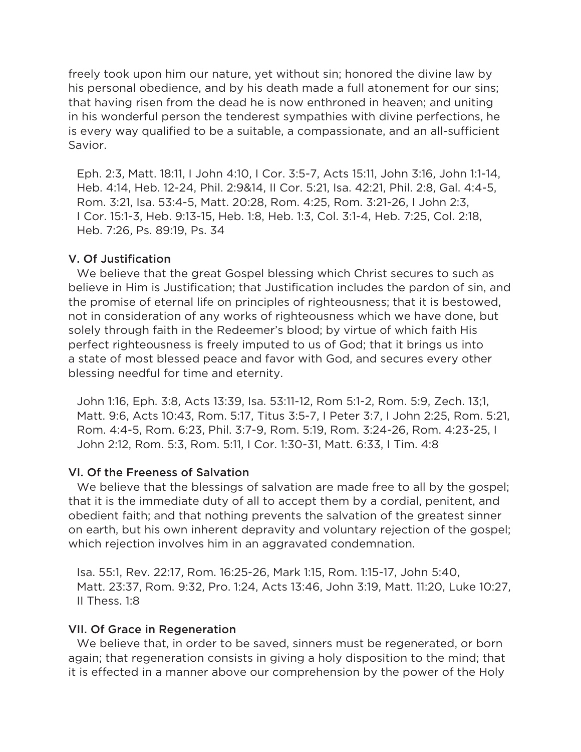freely took upon him our nature, yet without sin; honored the divine law by his personal obedience, and by his death made a full atonement for our sins; that having risen from the dead he is now enthroned in heaven; and uniting in his wonderful person the tenderest sympathies with divine perfections, he is every way qualified to be a suitable, a compassionate, and an all-sufficient Savior.

Eph. 2:3, Matt. 18:11, I John 4:10, I Cor. 3:5-7, Acts 15:11, John 3:16, John 1:1-14, Heb. 4:14, Heb. 12-24, Phil. 2:9&14, II Cor. 5:21, Isa. 42:21, Phil. 2:8, Gal. 4:4-5, Rom. 3:21, Isa. 53:4-5, Matt. 20:28, Rom. 4:25, Rom. 3:21-26, I John 2:3, I Cor. 15:1-3, Heb. 9:13-15, Heb. 1:8, Heb. 1:3, Col. 3:1-4, Heb. 7:25, Col. 2:18, Heb. 7:26, Ps. 89:19, Ps. 34

### V. Of Justification

We believe that the great Gospel blessing which Christ secures to such as believe in Him is Justification; that Justification includes the pardon of sin, and the promise of eternal life on principles of righteousness; that it is bestowed, not in consideration of any works of righteousness which we have done, but solely through faith in the Redeemer's blood; by virtue of which faith His perfect righteousness is freely imputed to us of God; that it brings us into a state of most blessed peace and favor with God, and secures every other blessing needful for time and eternity.

John 1:16, Eph. 3:8, Acts 13:39, Isa. 53:11-12, Rom 5:1-2, Rom. 5:9, Zech. 13;1, Matt. 9:6, Acts 10:43, Rom. 5:17, Titus 3:5-7, I Peter 3:7, I John 2:25, Rom. 5:21, Rom. 4:4-5, Rom. 6:23, Phil. 3:7-9, Rom. 5:19, Rom. 3:24-26, Rom. 4:23-25, I John 2:12, Rom. 5:3, Rom. 5:11, I Cor. 1:30-31, Matt. 6:33, I Tim. 4:8

### VI. Of the Freeness of Salvation

We believe that the blessings of salvation are made free to all by the gospel; that it is the immediate duty of all to accept them by a cordial, penitent, and obedient faith; and that nothing prevents the salvation of the greatest sinner on earth, but his own inherent depravity and voluntary rejection of the gospel; which rejection involves him in an aggravated condemnation.

Isa. 55:1, Rev. 22:17, Rom. 16:25-26, Mark 1:15, Rom. 1:15-17, John 5:40, Matt. 23:37, Rom. 9:32, Pro. 1:24, Acts 13:46, John 3:19, Matt. 11:20, Luke 10:27, II Thess. 1:8

### VII. Of Grace in Regeneration

We believe that, in order to be saved, sinners must be regenerated, or born again; that regeneration consists in giving a holy disposition to the mind; that it is effected in a manner above our comprehension by the power of the Holy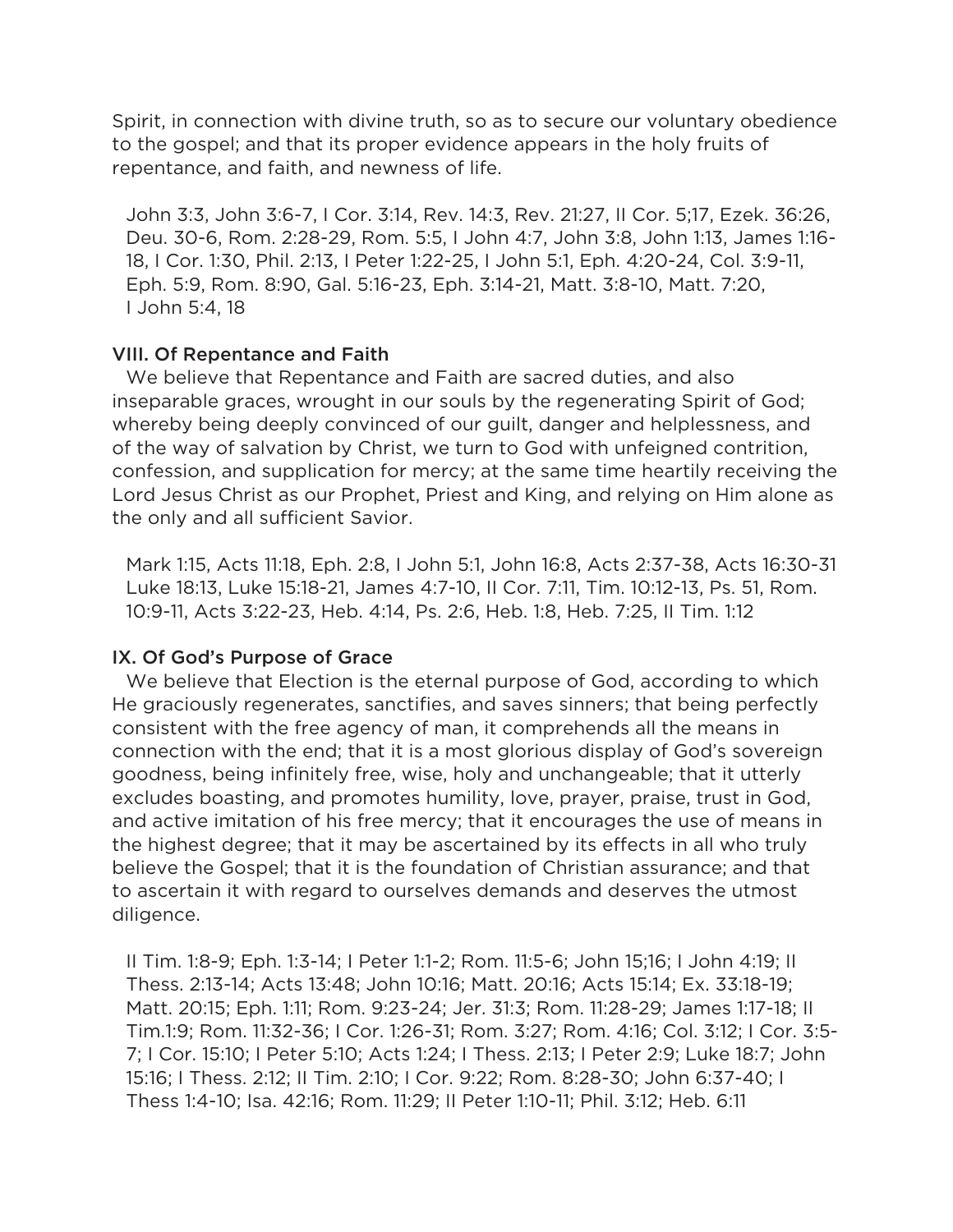Spirit, in connection with divine truth, so as to secure our voluntary obedience to the gospel; and that its proper evidence appears in the holy fruits of repentance, and faith, and newness of life.

John 3:3, John 3:6-7, I Cor. 3:14, Rev. 14:3, Rev. 21:27, II Cor. 5;17, Ezek. 36:26, Deu. 30-6, Rom. 2:28-29, Rom. 5:5, I John 4:7, John 3:8, John 1:13, James 1:16-18, I Cor. 1:30, Phil. 2:13, I Peter 1:22-25, I John 5:1, Eph. 4:20-24, Col. 3:9-11, Eph. 5:9, Rom. 8:90, Gal. 5:16-23, Eph. 3:14-21, Matt. 3:8-10, Matt. 7:20, I John 5:4, 18

### VIII. Of Repentance and Faith

We believe that Repentance and Faith are sacred duties, and also inseparable graces, wrought in our souls by the regenerating Spirit of God; whereby being deeply convinced of our guilt, danger and helplessness, and of the way of salvation by Christ, we turn to God with unfeigned contrition, confession, and supplication for mercy; at the same time heartily receiving the Lord Jesus Christ as our Prophet, Priest and King, and relying on Him alone as the only and all sufficient Savior.

Mark 1:15, Acts 11:18, Eph. 2:8, I John 5:1, John 16:8, Acts 2:37-38, Acts 16:30-31 Luke 18:13, Luke 15:18-21, James 4:7-10, II Cor. 7:11, Tim. 10:12-13, Ps. 51, Rom. 10:9-11, Acts 3:22-23, Heb. 4:14, Ps. 2:6, Heb. 1:8, Heb. 7:25, II Tim. 1:12

### IX. Of God's Purpose of Grace

We believe that Election is the eternal purpose of God, according to which He graciously regenerates, sanctifies, and saves sinners; that being perfectly consistent with the free agency of man, it comprehends all the means in connection with the end; that it is a most glorious display of God's sovereign goodness, being infinitely free, wise, holy and unchangeable; that it utterly excludes boasting, and promotes humility, love, prayer, praise, trust in God, and active imitation of his free mercy; that it encourages the use of means in the highest degree; that it may be ascertained by its effects in all who truly believe the Gospel; that it is the foundation of Christian assurance; and that to ascertain it with regard to ourselves demands and deserves the utmost diligence.

II Tim. 1:8-9; Eph. 1:3-14; I Peter 1:1-2; Rom. 11:5-6; John 15;16; I John 4:19; II Thess. 2:13-14; Acts 13:48; John 10:16; Matt. 20:16; Acts 15:14; Ex. 33:18-19; Matt. 20:15; Eph. 1:11; Rom. 9:23-24; Jer. 31:3; Rom. 11:28-29; James 1:17-18; II Tim.1:9; Rom. 11:32-36; I Cor. 1:26-31; Rom. 3:27; Rom. 4:16; Col. 3:12; I Cor. 3:5-7; I Cor. 15:10; I Peter 5:10; Acts 1:24; I Thess. 2:13; I Peter 2:9; Luke 18:7; John 15:16; I Thess. 2:12; II Tim. 2:10; I Cor. 9:22; Rom. 8:28-30; John 6:37-40; I Thess 1:4-10; Isa. 42:16; Rom. 11:29; II Peter 1:10-11; Phil. 3:12; Heb. 6:11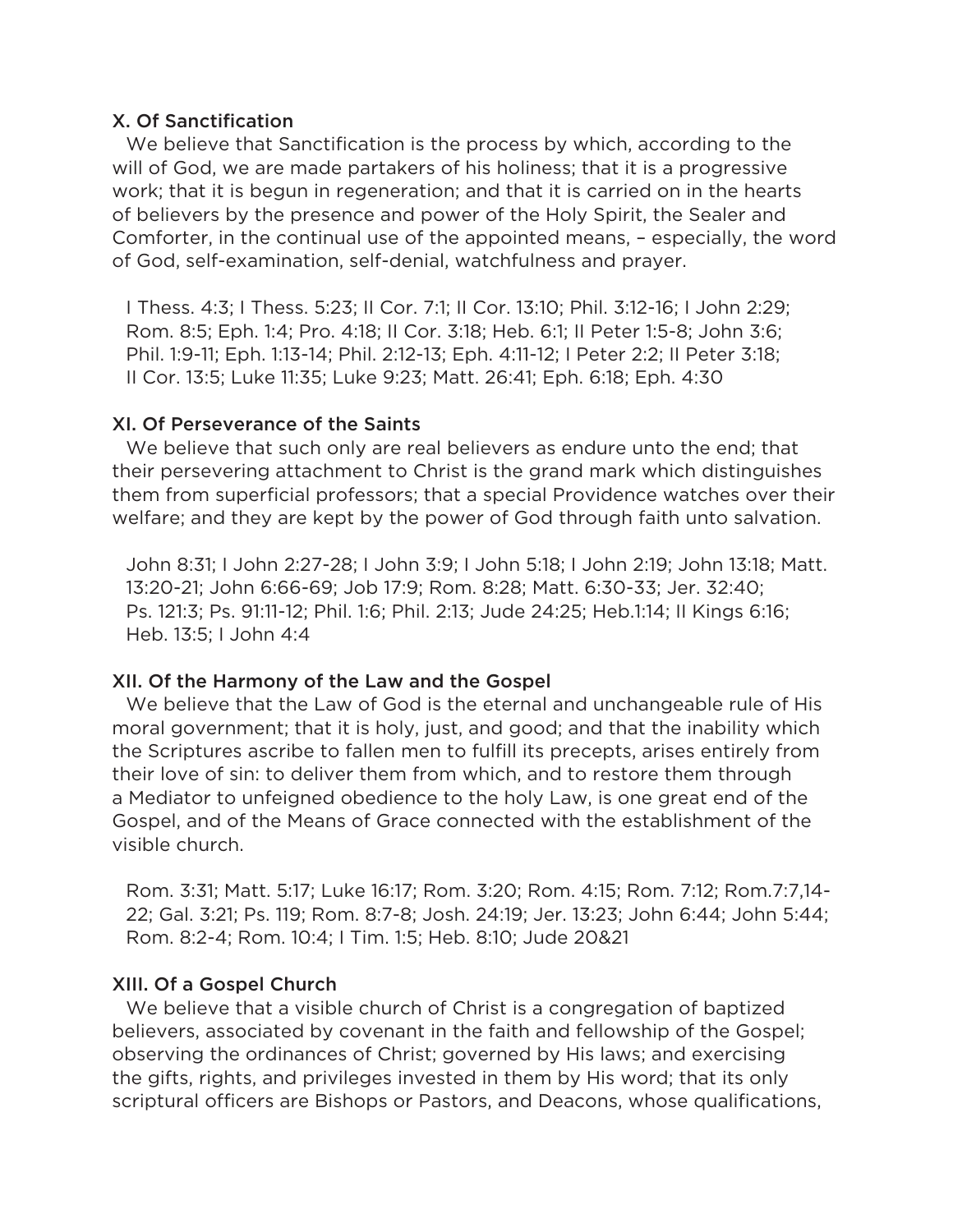### X. Of Sanctification

We believe that Sanctification is the process by which, according to the will of God, we are made partakers of his holiness; that it is a progressive work; that it is begun in regeneration; and that it is carried on in the hearts of believers by the presence and power of the Holy Spirit, the Sealer and Comforter, in the continual use of the appointed means, – especially, the word of God, self-examination, self-denial, watchfulness and prayer.

I Thess. 4:3; I Thess. 5:23; II Cor. 7:1; II Cor. 13:10; Phil. 3:12-16; I John 2:29; Rom. 8:5; Eph. 1:4; Pro. 4:18; II Cor. 3:18; Heb. 6:1; II Peter 1:5-8; John 3:6; Phil. 1:9-11; Eph. 1:13-14; Phil. 2:12-13; Eph. 4:11-12; I Peter 2:2; II Peter 3:18; II Cor. 13:5; Luke 11:35; Luke 9:23; Matt. 26:41; Eph. 6:18; Eph. 4:30

### XI. Of Perseverance of the Saints

We believe that such only are real believers as endure unto the end; that their persevering attachment to Christ is the grand mark which distinguishes them from superficial professors; that a special Providence watches over their welfare; and they are kept by the power of God through faith unto salvation.

John 8:31; I John 2:27-28; I John 3:9; I John 5:18; I John 2:19; John 13:18; Matt. 13:20-21; John 6:66-69; Job 17:9; Rom. 8:28; Matt. 6:30-33; Jer. 32:40; Ps. 121:3; Ps. 91:11-12; Phil. 1:6; Phil. 2:13; Jude 24:25; Heb.1:14; II Kings 6:16; Heb. 13:5; I John 4:4

### XII. Of the Harmony of the Law and the Gospel

We believe that the Law of God is the eternal and unchangeable rule of His moral government; that it is holy, just, and good; and that the inability which the Scriptures ascribe to fallen men to fulfill its precepts, arises entirely from their love of sin: to deliver them from which, and to restore them through a Mediator to unfeigned obedience to the holy Law, is one great end of the Gospel, and of the Means of Grace connected with the establishment of the visible church.

Rom. 3:31; Matt. 5:17; Luke 16:17; Rom. 3:20; Rom. 4:15; Rom. 7:12; Rom.7:7,14-22; Gal. 3:21; Ps. 119; Rom. 8:7-8; Josh. 24:19; Jer. 13:23; John 6:44; John 5:44; Rom. 8:2-4; Rom. 10:4; I Tim. 1:5; Heb. 8:10; Jude 20&21

### XIII. Of a Gospel Church

We believe that a visible church of Christ is a congregation of baptized believers, associated by covenant in the faith and fellowship of the Gospel; observing the ordinances of Christ; governed by His laws; and exercising the gifts, rights, and privileges invested in them by His word; that its only scriptural officers are Bishops or Pastors, and Deacons, whose qualifications,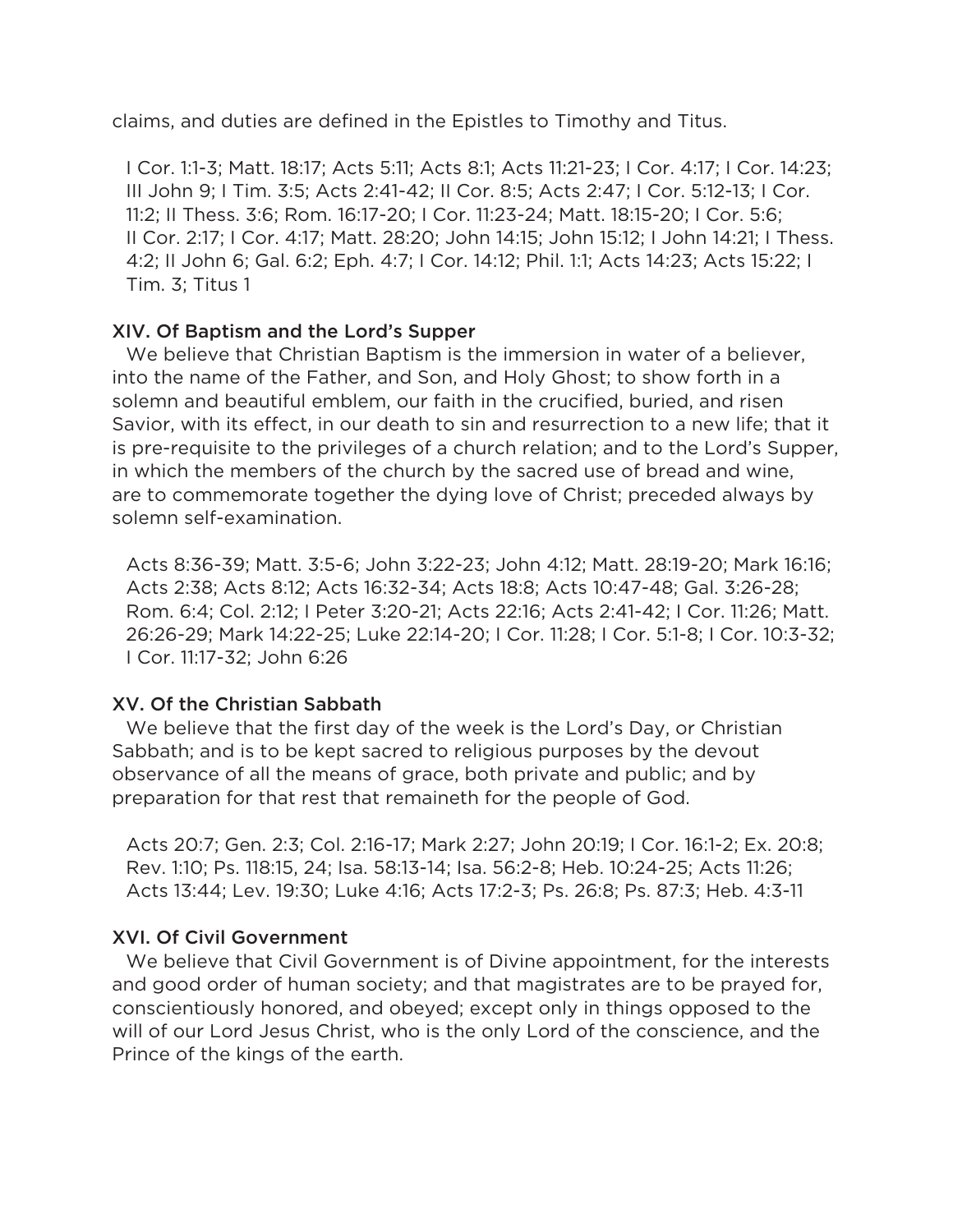claims, and duties are defined in the Epistles to Timothy and Titus.

I Cor. 1:1-3; Matt. 18:17; Acts 5:11; Acts 8:1; Acts 11:21-23; I Cor. 4:17; I Cor. 14:23; III John 9; I Tim. 3:5; Acts 2:41-42; II Cor. 8:5; Acts 2:47; I Cor. 5:12-13; I Cor. 11:2; II Thess. 3:6; Rom. 16:17-20; I Cor. 11:23-24; Matt. 18:15-20; I Cor. 5:6; II Cor. 2:17; I Cor. 4:17; Matt. 28:20; John 14:15; John 15:12; I John 14:21; I Thess. 4:2; II John 6; Gal. 6:2; Eph. 4:7; I Cor. 14:12; Phil. 1:1; Acts 14:23; Acts 15:22; I Tim. 3; Titus 1

### XIV. Of Baptism and the Lord's Supper

We believe that Christian Baptism is the immersion in water of a believer, into the name of the Father, and Son, and Holy Ghost; to show forth in a solemn and beautiful emblem, our faith in the crucified, buried, and risen Savior, with its effect, in our death to sin and resurrection to a new life; that it is pre-requisite to the privileges of a church relation; and to the Lord's Supper, in which the members of the church by the sacred use of bread and wine, are to commemorate together the dying love of Christ; preceded always by solemn self-examination.

Acts 8:36-39; Matt. 3:5-6; John 3:22-23; John 4:12; Matt. 28:19-20; Mark 16:16; Acts 2:38; Acts 8:12; Acts 16:32-34; Acts 18:8; Acts 10:47-48; Gal. 3:26-28; Rom. 6:4; Col. 2:12; I Peter 3:20-21; Acts 22:16; Acts 2:41-42; I Cor. 11:26; Matt. 26:26-29; Mark 14:22-25; Luke 22:14-20; I Cor. 11:28; I Cor. 5:1-8; I Cor. 10:3-32; I Cor. 11:17-32; John 6:26

### XV. Of the Christian Sabbath

We believe that the first day of the week is the Lord's Day, or Christian Sabbath; and is to be kept sacred to religious purposes by the devout observance of all the means of grace, both private and public; and by preparation for that rest that remaineth for the people of God.

Acts 20:7; Gen. 2:3; Col. 2:16-17; Mark 2:27; John 20:19; I Cor. 16:1-2; Ex. 20:8; Rev. 1:10; Ps. 118:15, 24; Isa. 58:13-14; Isa. 56:2-8; Heb. 10:24-25; Acts 11:26; Acts 13:44; Lev. 19:30; Luke 4:16; Acts 17:2-3; Ps. 26:8; Ps. 87:3; Heb. 4:3-11

### XVI. Of Civil Government

We believe that Civil Government is of Divine appointment, for the interests and good order of human society; and that magistrates are to be prayed for, conscientiously honored, and obeyed; except only in things opposed to the will of our Lord Jesus Christ, who is the only Lord of the conscience, and the Prince of the kings of the earth.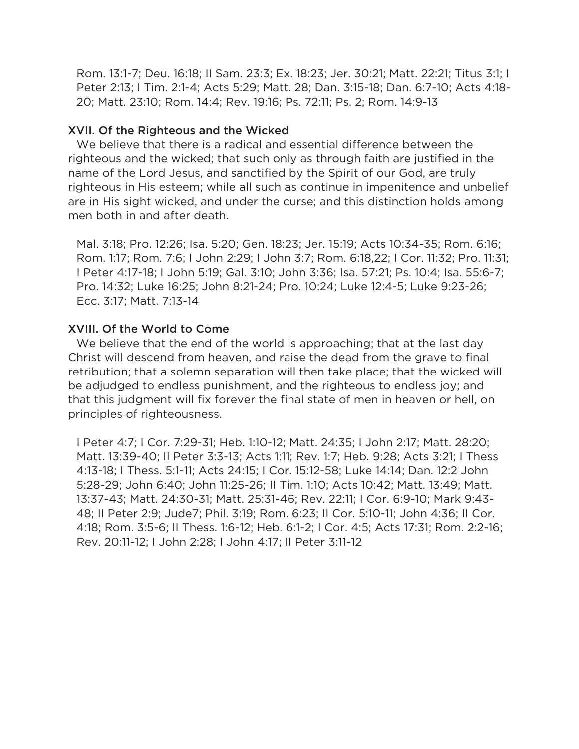Rom. 13:1-7; Deu. 16:18; II Sam. 23:3; Ex. 18:23; Jer. 30:21; Matt. 22:21; Titus 3:1; I Peter 2:13; I Tim. 2:1-4; Acts 5:29; Matt. 28; Dan. 3:15-18; Dan. 6:7-10; Acts 4:18-20; Matt. 23:10; Rom. 14:4; Rev. 19:16; Ps. 72:11; Ps. 2; Rom. 14:9-13

### XVII. Of the Righteous and the Wicked

We believe that there is a radical and essential difference between the righteous and the wicked; that such only as through faith are justified in the name of the Lord Jesus, and sanctified by the Spirit of our God, are truly righteous in His esteem; while all such as continue in impenitence and unbelief are in His sight wicked, and under the curse; and this distinction holds among men both in and after death.

Mal. 3:18; Pro. 12:26; Isa. 5:20; Gen. 18:23; Jer. 15:19; Acts 10:34-35; Rom. 6:16; Rom. 1:17; Rom. 7:6; I John 2:29; I John 3:7; Rom. 6:18,22; I Cor. 11:32; Pro. 11:31; I Peter 4:17-18; I John 5:19; Gal. 3:10; John 3:36; Isa. 57:21; Ps. 10:4; Isa. 55:6-7; Pro. 14:32; Luke 16:25; John 8:21-24; Pro. 10:24; Luke 12:4-5; Luke 9:23-26; Ecc. 3:17; Matt. 7:13-14

### XVIII. Of the World to Come

We believe that the end of the world is approaching; that at the last day Christ will descend from heaven, and raise the dead from the grave to final retribution; that a solemn separation will then take place; that the wicked will be adjudged to endless punishment, and the righteous to endless joy; and that this judgment will fix forever the final state of men in heaven or hell, on principles of righteousness.

I Peter 4:7; I Cor. 7:29-31; Heb. 1:10-12; Matt. 24:35; I John 2:17; Matt. 28:20; Matt. 13:39-40; II Peter 3:3-13; Acts 1:11; Rev. 1:7; Heb. 9:28; Acts 3:21; I Thess 4:13-18; I Thess. 5:1-11; Acts 24:15; I Cor. 15:12-58; Luke 14:14; Dan. 12:2 John 5:28-29; John 6:40; John 11:25-26; II Tim. 1:10; Acts 10:42; Matt. 13:49; Matt. 13:37-43; Matt. 24:30-31; Matt. 25:31-46; Rev. 22:11; I Cor. 6:9-10; Mark 9:43-48; II Peter 2:9; Jude7; Phil. 3:19; Rom. 6:23; II Cor. 5:10-11; John 4:36; II Cor. 4:18; Rom. 3:5-6; II Thess. 1:6-12; Heb. 6:1-2; I Cor. 4:5; Acts 17:31; Rom. 2:2-16; Rev. 20:11-12; I John 2:28; I John 4:17; II Peter 3:11-12